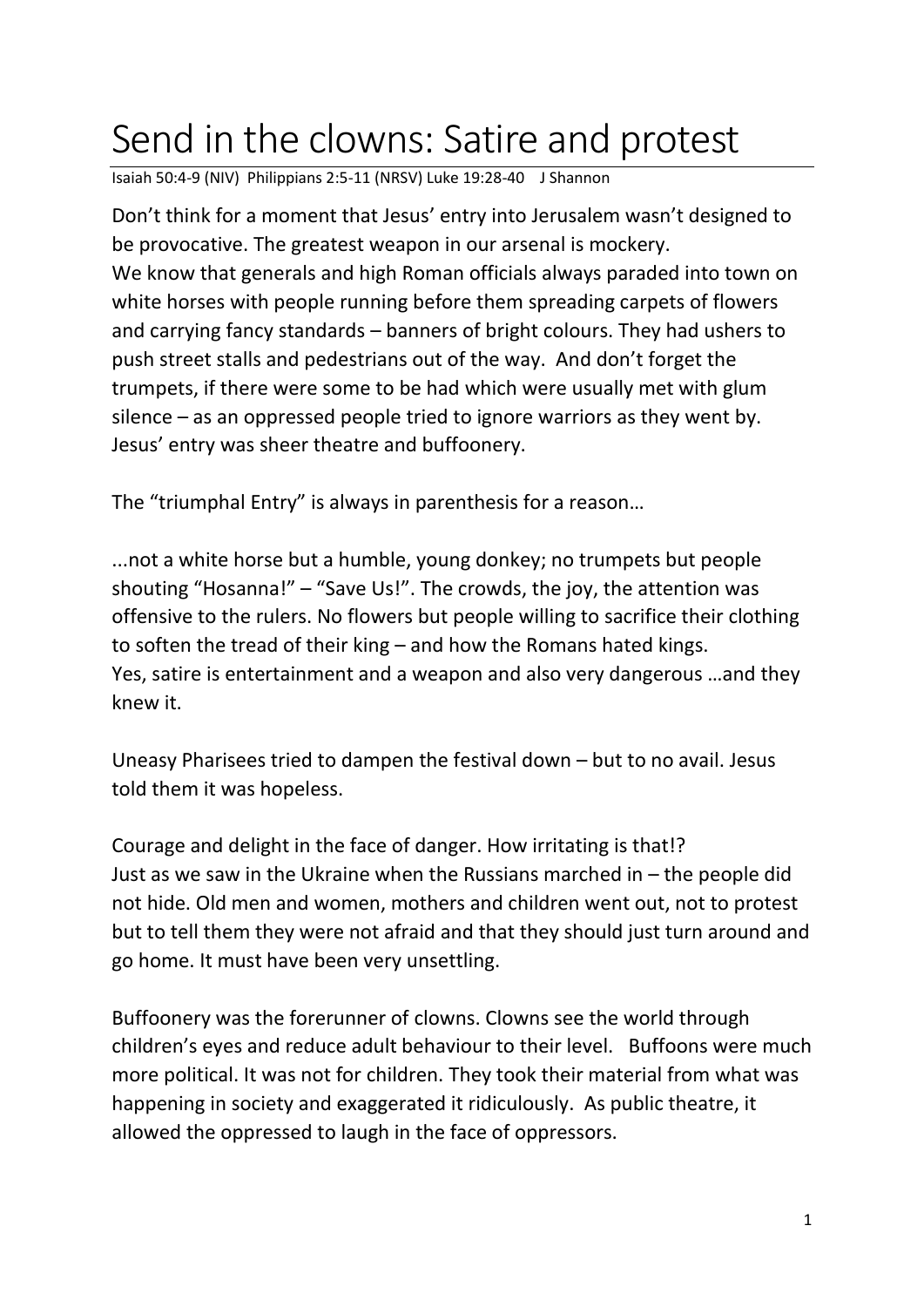# Send in the clowns: Satire and protest

Isaiah 50:4-9 (NIV) Philippians 2:5-11 (NRSV) Luke 19:28-40 J Shannon

Don't think for a moment that Jesus' entry into Jerusalem wasn't designed to be provocative. The greatest weapon in our arsenal is mockery.
We know that generals and high Roman officials always paraded into town on white horses with people running before them spreading carpets of flowers and carrying fancy standards – banners of bright colours. They had ushers to push street stalls and pedestrians out of the way. And don't forget the trumpets, if there were some to be had which were usually met with glum silence – as an oppressed people tried to ignore warriors as they went by. Jesus' entry was sheer theatre and buffoonery.

The "triumphal Entry" is always in parenthesis for a reason…

...not a white horse but a humble, young donkey; no trumpets but people shouting "Hosanna!" – "Save Us!". The crowds, the joy, the attention was offensive to the rulers. No flowers but people willing to sacrifice their clothing to soften the tread of their king – and how the Romans hated kings.
Yes, satire is entertainment and a weapon and also very dangerous …and they knew it.

Uneasy Pharisees tried to dampen the festival down – but to no avail. Jesus told them it was hopeless.

Courage and delight in the face of danger. How irritating is that!?
Just as we saw in the Ukraine when the Russians marched in – the people did not hide. Old men and women, mothers and children went out, not to protest but to tell them they were not afraid and that they should just turn around and go home. It must have been very unsettling.

Buffoonery was the forerunner of clowns. Clowns see the world through children's eyes and reduce adult behaviour to their level. Buffoons were much more political. It was not for children. They took their material from what was happening in society and exaggerated it ridiculously. As public theatre, it allowed the oppressed to laugh in the face of oppressors.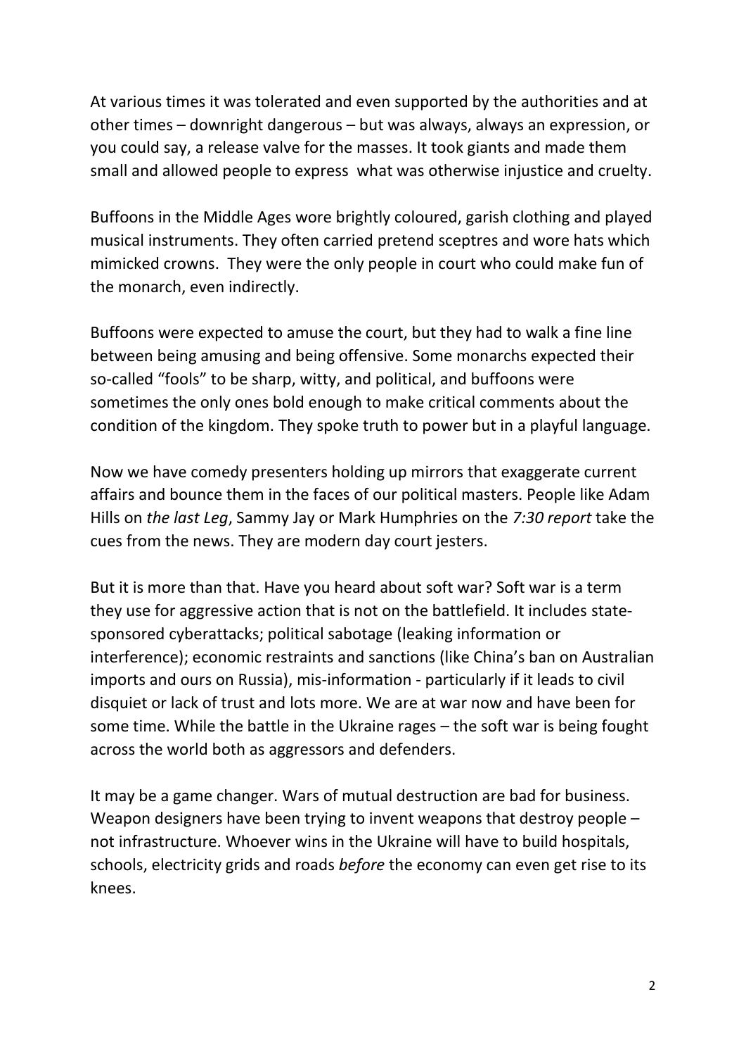At various times it was tolerated and even supported by the authorities and at other times – downright dangerous – but was always, always an expression, or you could say, a release valve for the masses. It took giants and made them small and allowed people to express  what was otherwise injustice and cruelty.

Buffoons in the Middle Ages wore brightly coloured, garish clothing and played musical instruments. They often carried pretend sceptres and wore hats which mimicked crowns.  They were the only people in court who could make fun of the monarch, even indirectly.

Buffoons were expected to amuse the court, but they had to walk a fine line between being amusing and being offensive. Some monarchs expected their so-called “fools” to be sharp, witty, and political, and buffoons were sometimes the only ones bold enough to make critical comments about the condition of the kingdom. They spoke truth to power but in a playful language.

Now we have comedy presenters holding up mirrors that exaggerate current affairs and bounce them in the faces of our political masters. People like Adam Hills on *the last Leg*, Sammy Jay or Mark Humphries on the *7:30 report* take the cues from the news. They are modern day court jesters.

But it is more than that. Have you heard about soft war? Soft war is a term they use for aggressive action that is not on the battlefield. It includes state-sponsored cyberattacks; political sabotage (leaking information or interference); economic restraints and sanctions (like China’s ban on Australian imports and ours on Russia), mis-information - particularly if it leads to civil disquiet or lack of trust and lots more. We are at war now and have been for some time. While the battle in the Ukraine rages – the soft war is being fought across the world both as aggressors and defenders.

It may be a game changer. Wars of mutual destruction are bad for business. Weapon designers have been trying to invent weapons that destroy people – not infrastructure. Whoever wins in the Ukraine will have to build hospitals, schools, electricity grids and roads *before* the economy can even get rise to its knees.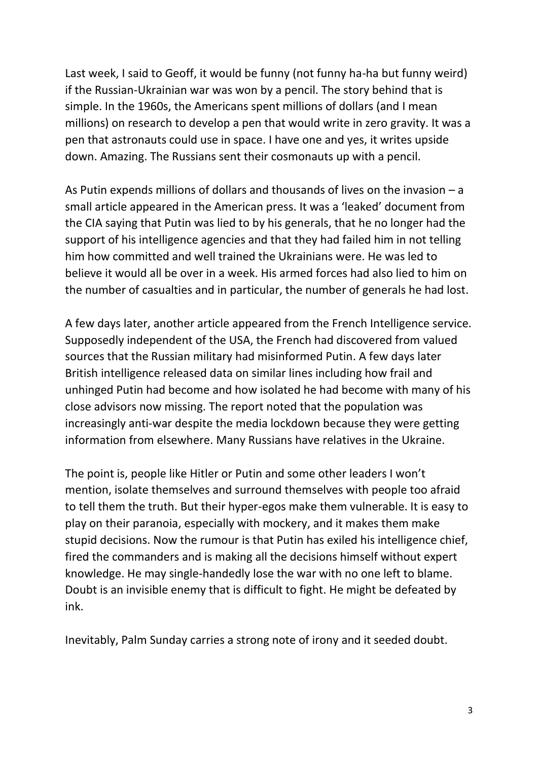Last week, I said to Geoff, it would be funny (not funny ha-ha but funny weird) if the Russian-Ukrainian war was won by a pencil. The story behind that is simple. In the 1960s, the Americans spent millions of dollars (and I mean millions) on research to develop a pen that would write in zero gravity. It was a pen that astronauts could use in space. I have one and yes, it writes upside down. Amazing. The Russians sent their cosmonauts up with a pencil.

As Putin expends millions of dollars and thousands of lives on the invasion – a small article appeared in the American press. It was a 'leaked' document from the CIA saying that Putin was lied to by his generals, that he no longer had the support of his intelligence agencies and that they had failed him in not telling him how committed and well trained the Ukrainians were. He was led to believe it would all be over in a week. His armed forces had also lied to him on the number of casualties and in particular, the number of generals he had lost.

A few days later, another article appeared from the French Intelligence service. Supposedly independent of the USA, the French had discovered from valued sources that the Russian military had misinformed Putin. A few days later British intelligence released data on similar lines including how frail and unhinged Putin had become and how isolated he had become with many of his close advisors now missing. The report noted that the population was increasingly anti-war despite the media lockdown because they were getting information from elsewhere. Many Russians have relatives in the Ukraine.

The point is, people like Hitler or Putin and some other leaders I won't mention, isolate themselves and surround themselves with people too afraid to tell them the truth. But their hyper-egos make them vulnerable. It is easy to play on their paranoia, especially with mockery, and it makes them make stupid decisions. Now the rumour is that Putin has exiled his intelligence chief, fired the commanders and is making all the decisions himself without expert knowledge. He may single-handedly lose the war with no one left to blame. Doubt is an invisible enemy that is difficult to fight. He might be defeated by ink.

Inevitably, Palm Sunday carries a strong note of irony and it seeded doubt.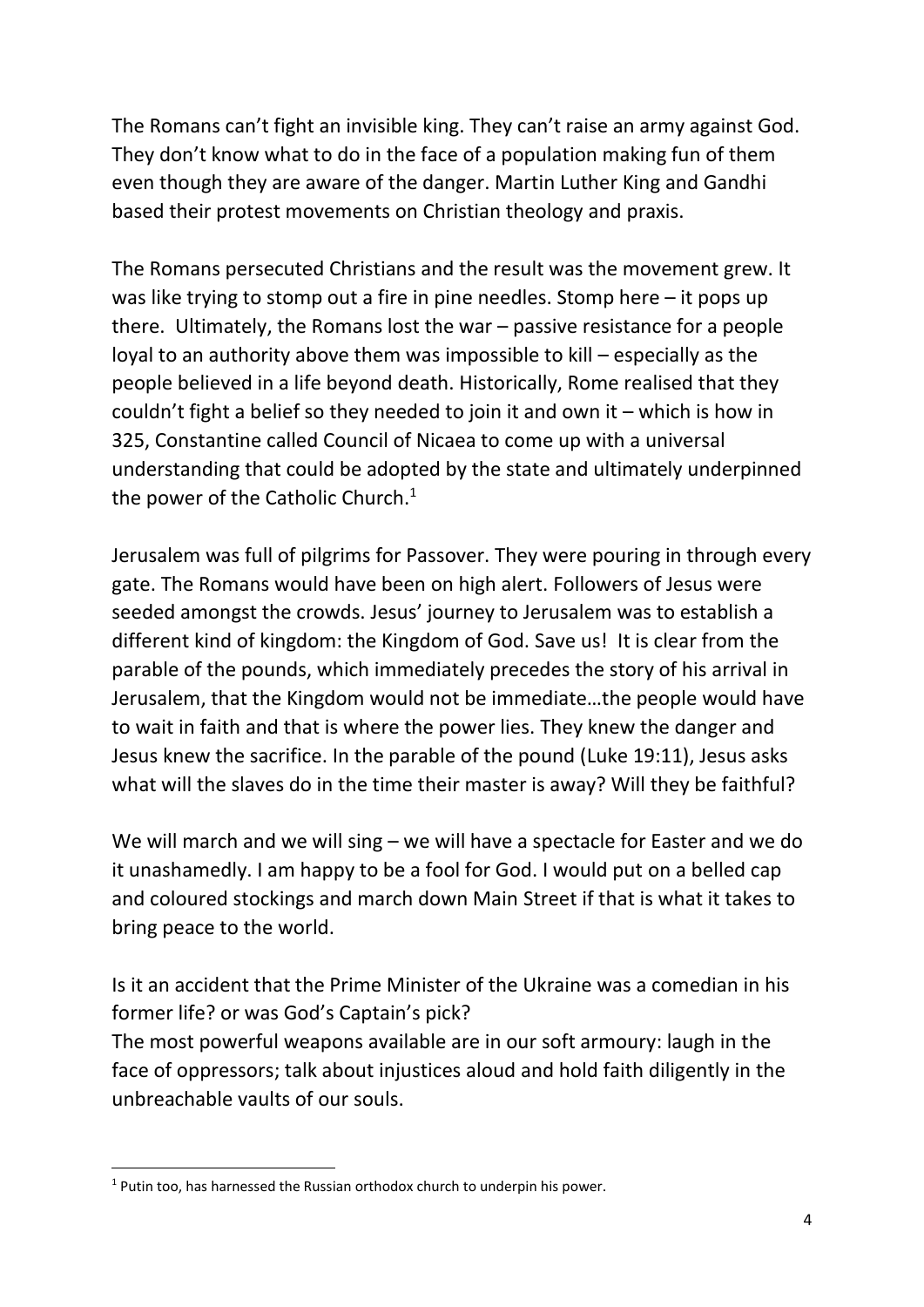The Romans can't fight an invisible king. They can't raise an army against God. They don't know what to do in the face of a population making fun of them even though they are aware of the danger. Martin Luther King and Gandhi based their protest movements on Christian theology and praxis.

The Romans persecuted Christians and the result was the movement grew. It was like trying to stomp out a fire in pine needles. Stomp here – it pops up there. Ultimately, the Romans lost the war – passive resistance for a people loyal to an authority above them was impossible to kill – especially as the people believed in a life beyond death. Historically, Rome realised that they couldn't fight a belief so they needed to join it and own it – which is how in 325, Constantine called Council of Nicaea to come up with a universal understanding that could be adopted by the state and ultimately underpinned the power of the Catholic Church.[1]

Jerusalem was full of pilgrims for Passover. They were pouring in through every gate. The Romans would have been on high alert. Followers of Jesus were seeded amongst the crowds. Jesus' journey to Jerusalem was to establish a different kind of kingdom: the Kingdom of God. Save us! It is clear from the parable of the pounds, which immediately precedes the story of his arrival in Jerusalem, that the Kingdom would not be immediate…the people would have to wait in faith and that is where the power lies. They knew the danger and Jesus knew the sacrifice. In the parable of the pound (Luke 19:11), Jesus asks what will the slaves do in the time their master is away? Will they be faithful?

We will march and we will sing – we will have a spectacle for Easter and we do it unashamedly. I am happy to be a fool for God. I would put on a belled cap and coloured stockings and march down Main Street if that is what it takes to bring peace to the world.

Is it an accident that the Prime Minister of the Ukraine was a comedian in his former life? or was God's Captain's pick?
The most powerful weapons available are in our soft armoury: laugh in the face of oppressors; talk about injustices aloud and hold faith diligently in the unbreachable vaults of our souls.

[1] Putin too, has harnessed the Russian orthodox church to underpin his power.